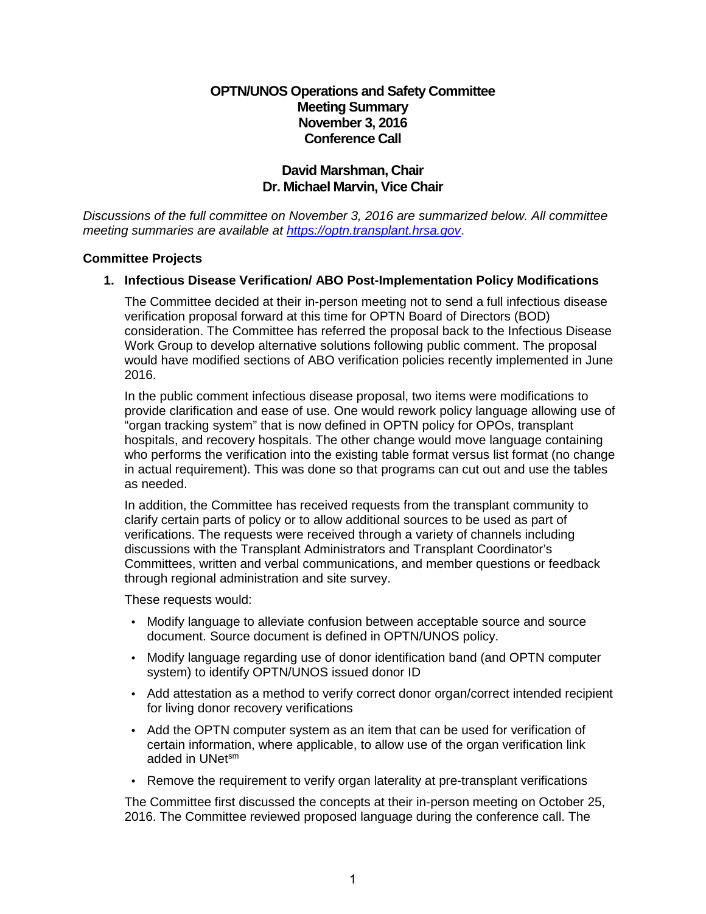**OPTN/UNOS Operations and Safety Committee**
**Meeting Summary**
**November 3, 2016**
**Conference Call**

**David Marshman, Chair**
**Dr. Michael Marvin, Vice Chair**

*Discussions of the full committee on November 3, 2016 are summarized below. All committee meeting summaries are available at [https://optn.transplant.hrsa.gov](https://optn.transplant.hrsa.gov).*

## Committee Projects

### 1. Infectious Disease Verification/ ABO Post-Implementation Policy Modifications

The Committee decided at their in-person meeting not to send a full infectious disease verification proposal forward at this time for OPTN Board of Directors (BOD) consideration. The Committee has referred the proposal back to the Infectious Disease Work Group to develop alternative solutions following public comment. The proposal would have modified sections of ABO verification policies recently implemented in June 2016.

In the public comment infectious disease proposal, two items were modifications to provide clarification and ease of use. One would rework policy language allowing use of "organ tracking system" that is now defined in OPTN policy for OPOs, transplant hospitals, and recovery hospitals. The other change would move language containing who performs the verification into the existing table format versus list format (no change in actual requirement). This was done so that programs can cut out and use the tables as needed.

In addition, the Committee has received requests from the transplant community to clarify certain parts of policy or to allow additional sources to be used as part of verifications. The requests were received through a variety of channels including discussions with the Transplant Administrators and Transplant Coordinator's Committees, written and verbal communications, and member questions or feedback through regional administration and site survey.

These requests would:

- Modify language to alleviate confusion between acceptable source and source document. Source document is defined in OPTN/UNOS policy.
- Modify language regarding use of donor identification band (and OPTN computer system) to identify OPTN/UNOS issued donor ID
- Add attestation as a method to verify correct donor organ/correct intended recipient for living donor recovery verifications
- Add the OPTN computer system as an item that can be used for verification of certain information, where applicable, to allow use of the organ verification link added in UNet[sm]
- Remove the requirement to verify organ laterality at pre-transplant verifications

The Committee first discussed the concepts at their in-person meeting on October 25, 2016. The Committee reviewed proposed language during the conference call. The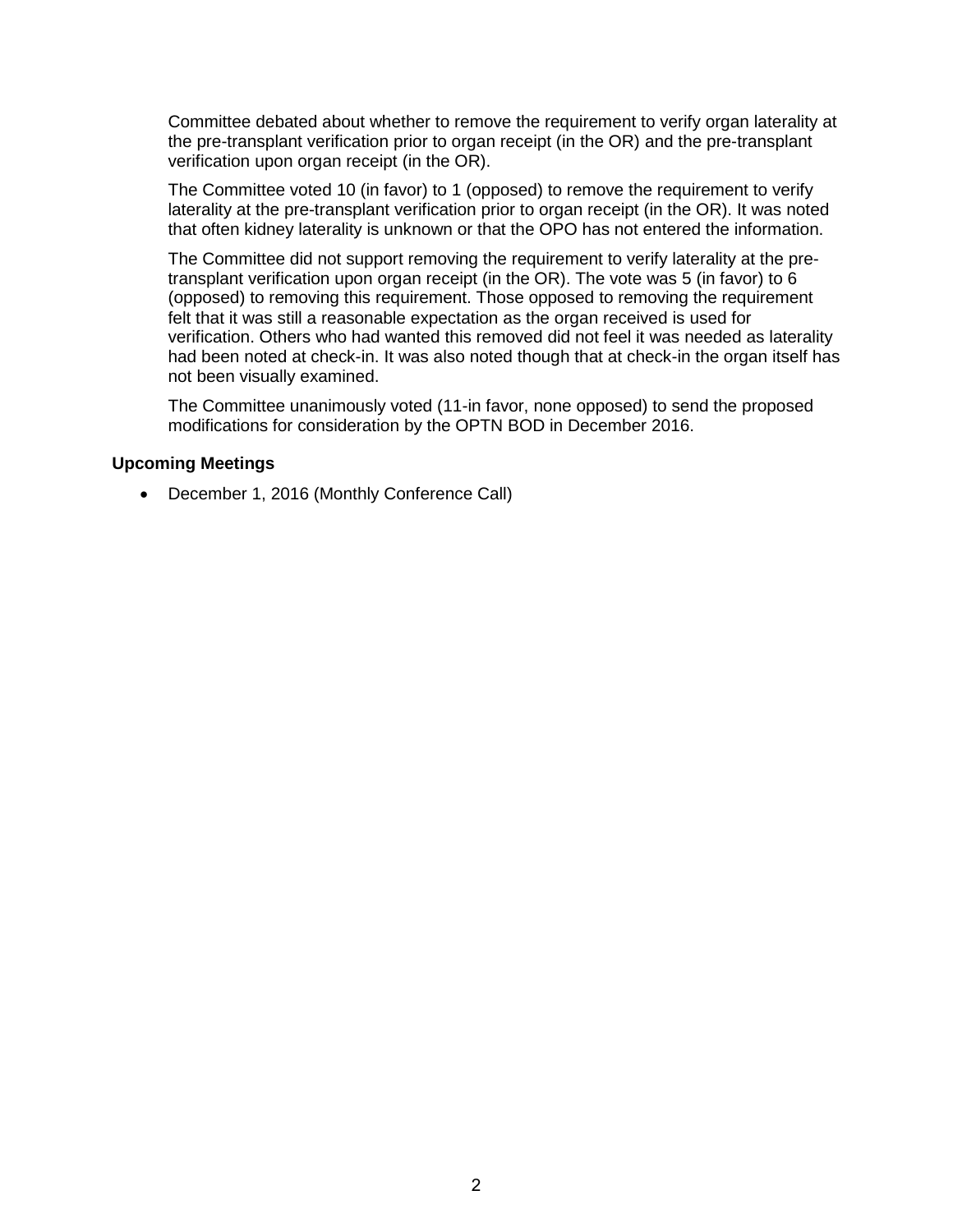Committee debated about whether to remove the requirement to verify organ laterality at the pre-transplant verification prior to organ receipt (in the OR) and the pre-transplant verification upon organ receipt (in the OR).

The Committee voted 10 (in favor) to 1 (opposed) to remove the requirement to verify laterality at the pre-transplant verification prior to organ receipt (in the OR). It was noted that often kidney laterality is unknown or that the OPO has not entered the information.

The Committee did not support removing the requirement to verify laterality at the pre-transplant verification upon organ receipt (in the OR). The vote was 5 (in favor) to 6 (opposed) to removing this requirement. Those opposed to removing the requirement felt that it was still a reasonable expectation as the organ received is used for verification. Others who had wanted this removed did not feel it was needed as laterality had been noted at check-in. It was also noted though that at check-in the organ itself has not been visually examined.

The Committee unanimously voted (11-in favor, none opposed) to send the proposed modifications for consideration by the OPTN BOD in December 2016.

### Upcoming Meetings

- December 1, 2016 (Monthly Conference Call)